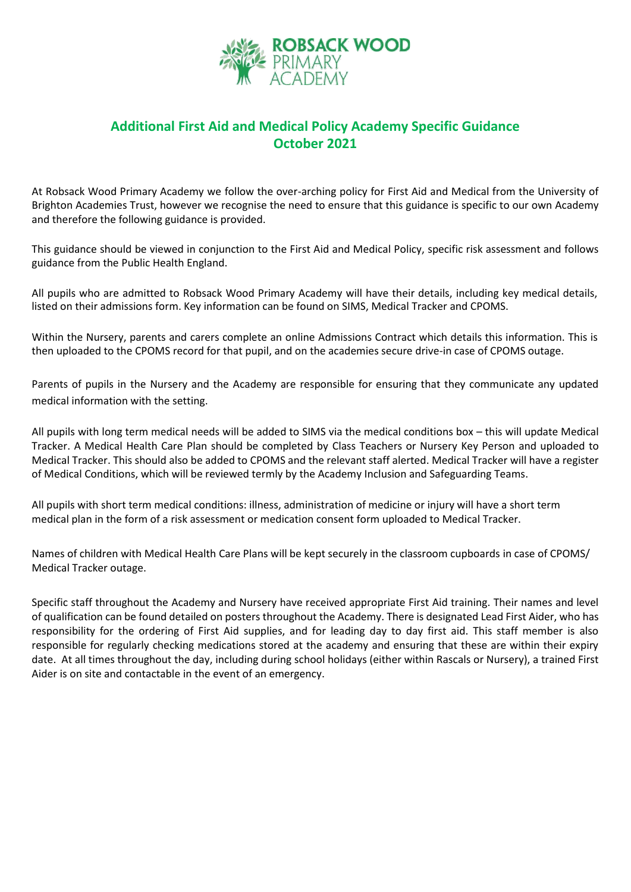ROBSACK WOOD PRIMARY ACADEMY

# Additional First Aid and Medical Policy Academy Specific Guidance October 2021

At Robsack Wood Primary Academy we follow the over-arching policy for First Aid and Medical from the University of Brighton Academies Trust, however we recognise the need to ensure that this guidance is specific to our own Academy and therefore the following guidance is provided.

This guidance should be viewed in conjunction to the First Aid and Medical Policy, specific risk assessment and follows guidance from the Public Health England.

All pupils who are admitted to Robsack Wood Primary Academy will have their details, including key medical details, listed on their admissions form. Key information can be found on SIMS, Medical Tracker and CPOMS.

Within the Nursery, parents and carers complete an online Admissions Contract which details this information. This is then uploaded to the CPOMS record for that pupil, and on the academies secure drive-in case of CPOMS outage.

Parents of pupils in the Nursery and the Academy are responsible for ensuring that they communicate any updated medical information with the setting.

All pupils with long term medical needs will be added to SIMS via the medical conditions box – this will update Medical Tracker. A Medical Health Care Plan should be completed by Class Teachers or Nursery Key Person and uploaded to Medical Tracker. This should also be added to CPOMS and the relevant staff alerted. Medical Tracker will have a register of Medical Conditions, which will be reviewed termly by the Academy Inclusion and Safeguarding Teams.

All pupils with short term medical conditions: illness, administration of medicine or injury will have a short term medical plan in the form of a risk assessment or medication consent form uploaded to Medical Tracker.

Names of children with Medical Health Care Plans will be kept securely in the classroom cupboards in case of CPOMS/ Medical Tracker outage.

Specific staff throughout the Academy and Nursery have received appropriate First Aid training. Their names and level of qualification can be found detailed on posters throughout the Academy. There is designated Lead First Aider, who has responsibility for the ordering of First Aid supplies, and for leading day to day first aid. This staff member is also responsible for regularly checking medications stored at the academy and ensuring that these are within their expiry date. At all times throughout the day, including during school holidays (either within Rascals or Nursery), a trained First Aider is on site and contactable in the event of an emergency.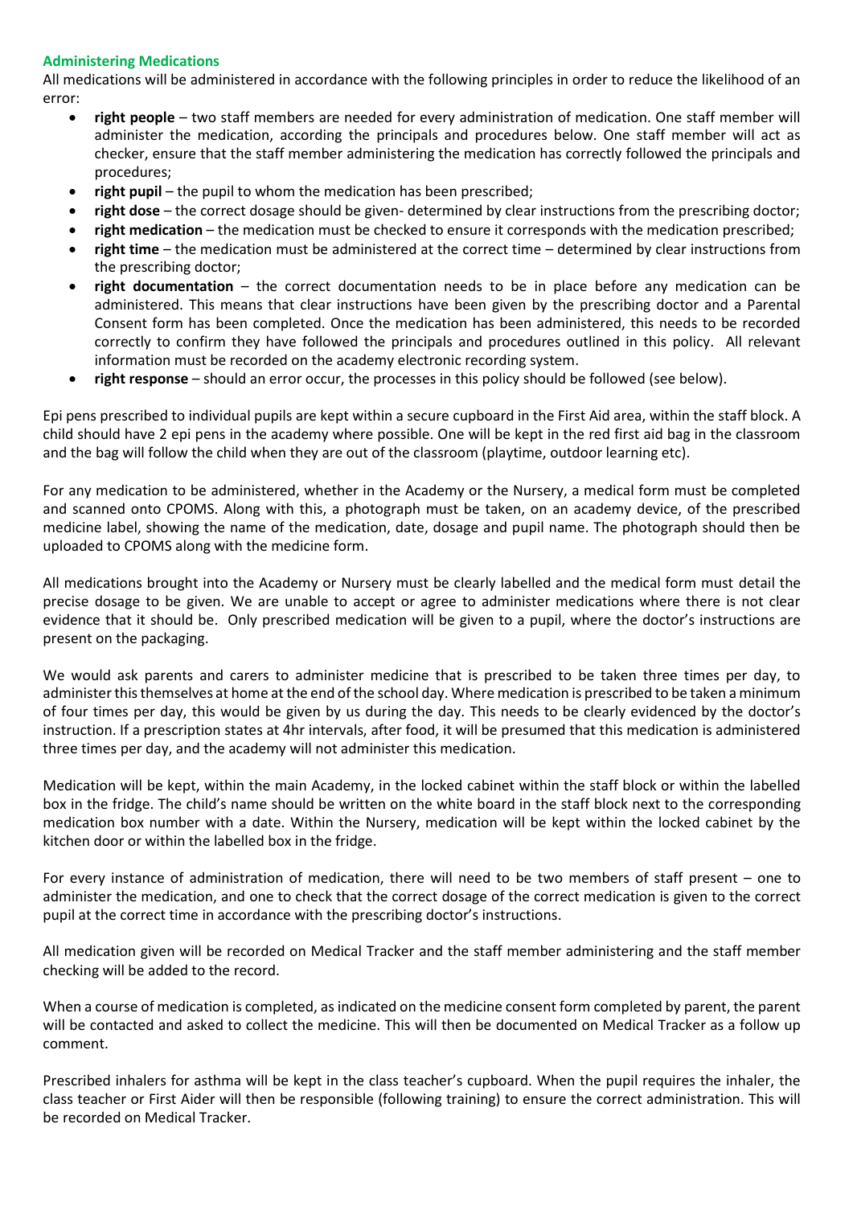### Administering Medications

All medications will be administered in accordance with the following principles in order to reduce the likelihood of an error:

- **right people** – two staff members are needed for every administration of medication. One staff member will administer the medication, according the principals and procedures below. One staff member will act as checker, ensure that the staff member administering the medication has correctly followed the principals and procedures;
- **right pupil** – the pupil to whom the medication has been prescribed;
- **right dose** – the correct dosage should be given- determined by clear instructions from the prescribing doctor;
- **right medication** – the medication must be checked to ensure it corresponds with the medication prescribed;
- **right time** – the medication must be administered at the correct time – determined by clear instructions from the prescribing doctor;
- **right documentation** – the correct documentation needs to be in place before any medication can be administered. This means that clear instructions have been given by the prescribing doctor and a Parental Consent form has been completed. Once the medication has been administered, this needs to be recorded correctly to confirm they have followed the principals and procedures outlined in this policy. All relevant information must be recorded on the academy electronic recording system.
- **right response** – should an error occur, the processes in this policy should be followed (see below).

Epi pens prescribed to individual pupils are kept within a secure cupboard in the First Aid area, within the staff block. A child should have 2 epi pens in the academy where possible. One will be kept in the red first aid bag in the classroom and the bag will follow the child when they are out of the classroom (playtime, outdoor learning etc).

For any medication to be administered, whether in the Academy or the Nursery, a medical form must be completed and scanned onto CPOMS. Along with this, a photograph must be taken, on an academy device, of the prescribed medicine label, showing the name of the medication, date, dosage and pupil name. The photograph should then be uploaded to CPOMS along with the medicine form.

All medications brought into the Academy or Nursery must be clearly labelled and the medical form must detail the precise dosage to be given. We are unable to accept or agree to administer medications where there is not clear evidence that it should be. Only prescribed medication will be given to a pupil, where the doctor's instructions are present on the packaging.

We would ask parents and carers to administer medicine that is prescribed to be taken three times per day, to administer this themselves at home at the end of the school day. Where medication is prescribed to be taken a minimum of four times per day, this would be given by us during the day. This needs to be clearly evidenced by the doctor's instruction. If a prescription states at 4hr intervals, after food, it will be presumed that this medication is administered three times per day, and the academy will not administer this medication.

Medication will be kept, within the main Academy, in the locked cabinet within the staff block or within the labelled box in the fridge. The child's name should be written on the white board in the staff block next to the corresponding medication box number with a date. Within the Nursery, medication will be kept within the locked cabinet by the kitchen door or within the labelled box in the fridge.

For every instance of administration of medication, there will need to be two members of staff present – one to administer the medication, and one to check that the correct dosage of the correct medication is given to the correct pupil at the correct time in accordance with the prescribing doctor's instructions.

All medication given will be recorded on Medical Tracker and the staff member administering and the staff member checking will be added to the record.

When a course of medication is completed, as indicated on the medicine consent form completed by parent, the parent will be contacted and asked to collect the medicine. This will then be documented on Medical Tracker as a follow up comment.

Prescribed inhalers for asthma will be kept in the class teacher's cupboard. When the pupil requires the inhaler, the class teacher or First Aider will then be responsible (following training) to ensure the correct administration. This will be recorded on Medical Tracker.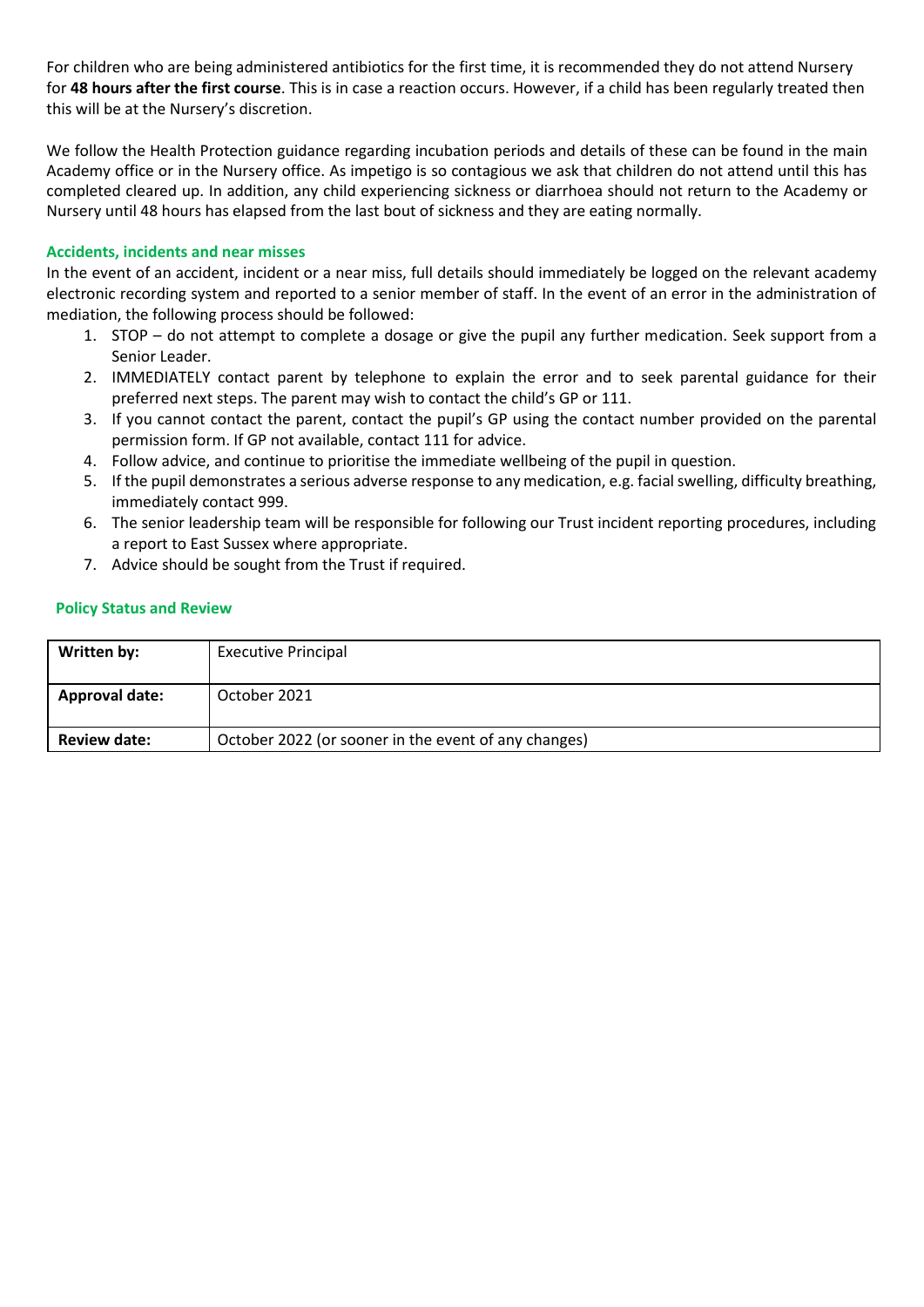For children who are being administered antibiotics for the first time, it is recommended they do not attend Nursery for **48 hours after the first course**. This is in case a reaction occurs. However, if a child has been regularly treated then this will be at the Nursery's discretion.

We follow the Health Protection guidance regarding incubation periods and details of these can be found in the main Academy office or in the Nursery office. As impetigo is so contagious we ask that children do not attend until this has completed cleared up. In addition, any child experiencing sickness or diarrhoea should not return to the Academy or Nursery until 48 hours has elapsed from the last bout of sickness and they are eating normally.

### Accidents, incidents and near misses

In the event of an accident, incident or a near miss, full details should immediately be logged on the relevant academy electronic recording system and reported to a senior member of staff. In the event of an error in the administration of mediation, the following process should be followed:

1. STOP – do not attempt to complete a dosage or give the pupil any further medication. Seek support from a Senior Leader.
2. IMMEDIATELY contact parent by telephone to explain the error and to seek parental guidance for their preferred next steps. The parent may wish to contact the child's GP or 111.
3. If you cannot contact the parent, contact the pupil's GP using the contact number provided on the parental permission form. If GP not available, contact 111 for advice.
4. Follow advice, and continue to prioritise the immediate wellbeing of the pupil in question.
5. If the pupil demonstrates a serious adverse response to any medication, e.g. facial swelling, difficulty breathing, immediately contact 999.
6. The senior leadership team will be responsible for following our Trust incident reporting procedures, including a report to East Sussex where appropriate.
7. Advice should be sought from the Trust if required.

### Policy Status and Review

| | |
|---|---|
| **Written by:** | Executive Principal |
| **Approval date:** | October 2021 |
| **Review date:** | October 2022 (or sooner in the event of any changes) |